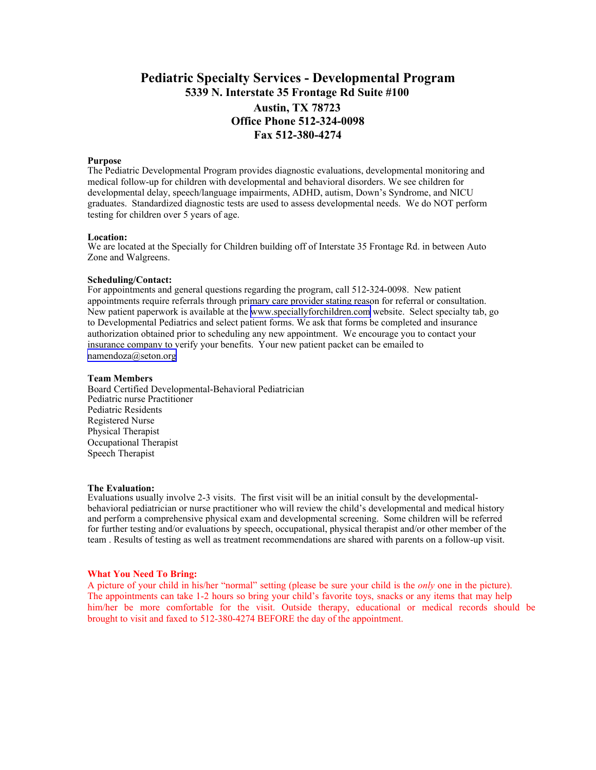# Pediatric Specialty Services - Developmental Program

**5339 N. Interstate 35 Frontage Rd Suite #100**

**Austin, TX 78723**

**Office Phone 512-324-0098**

**Fax 512-380-4274**

**Purpose**

The Pediatric Developmental Program provides diagnostic evaluations, developmental monitoring and medical follow-up for children with developmental and behavioral disorders. We see children for developmental delay, speech/language impairments, ADHD, autism, Down's Syndrome, and NICU graduates. Standardized diagnostic tests are used to assess developmental needs. We do NOT perform testing for children over 5 years of age.

**Location:**

We are located at the Specially for Children building off of Interstate 35 Frontage Rd. in between Auto Zone and Walgreens.

**Scheduling/Contact:**

For appointments and general questions regarding the program, call 512-324-0098. New patient appointments require referrals through primary care provider stating reason for referral or consultation. New patient paperwork is available at the www.speciallyforchildren.com website. Select specialty tab, go to Developmental Pediatrics and select patient forms. We ask that forms be completed and insurance authorization obtained prior to scheduling any new appointment. We encourage you to contact your insurance company to verify your benefits. Your new patient packet can be emailed to namendoza@seton.org

**Team Members**

Board Certified Developmental-Behavioral Pediatrician
Pediatric nurse Practitioner
Pediatric Residents
Registered Nurse
Physical Therapist
Occupational Therapist
Speech Therapist

**The Evaluation:**

Evaluations usually involve 2-3 visits. The first visit will be an initial consult by the developmental-behavioral pediatrician or nurse practitioner who will review the child's developmental and medical history and perform a comprehensive physical exam and developmental screening. Some children will be referred for further testing and/or evaluations by speech, occupational, physical therapist and/or other member of the team . Results of testing as well as treatment recommendations are shared with parents on a follow-up visit.

**What You Need To Bring:**

A picture of your child in his/her "normal" setting (please be sure your child is the *only* one in the picture). The appointments can take 1-2 hours so bring your child's favorite toys, snacks or any items that may help him/her be more comfortable for the visit. Outside therapy, educational or medical records should be brought to visit and faxed to 512-380-4274 BEFORE the day of the appointment.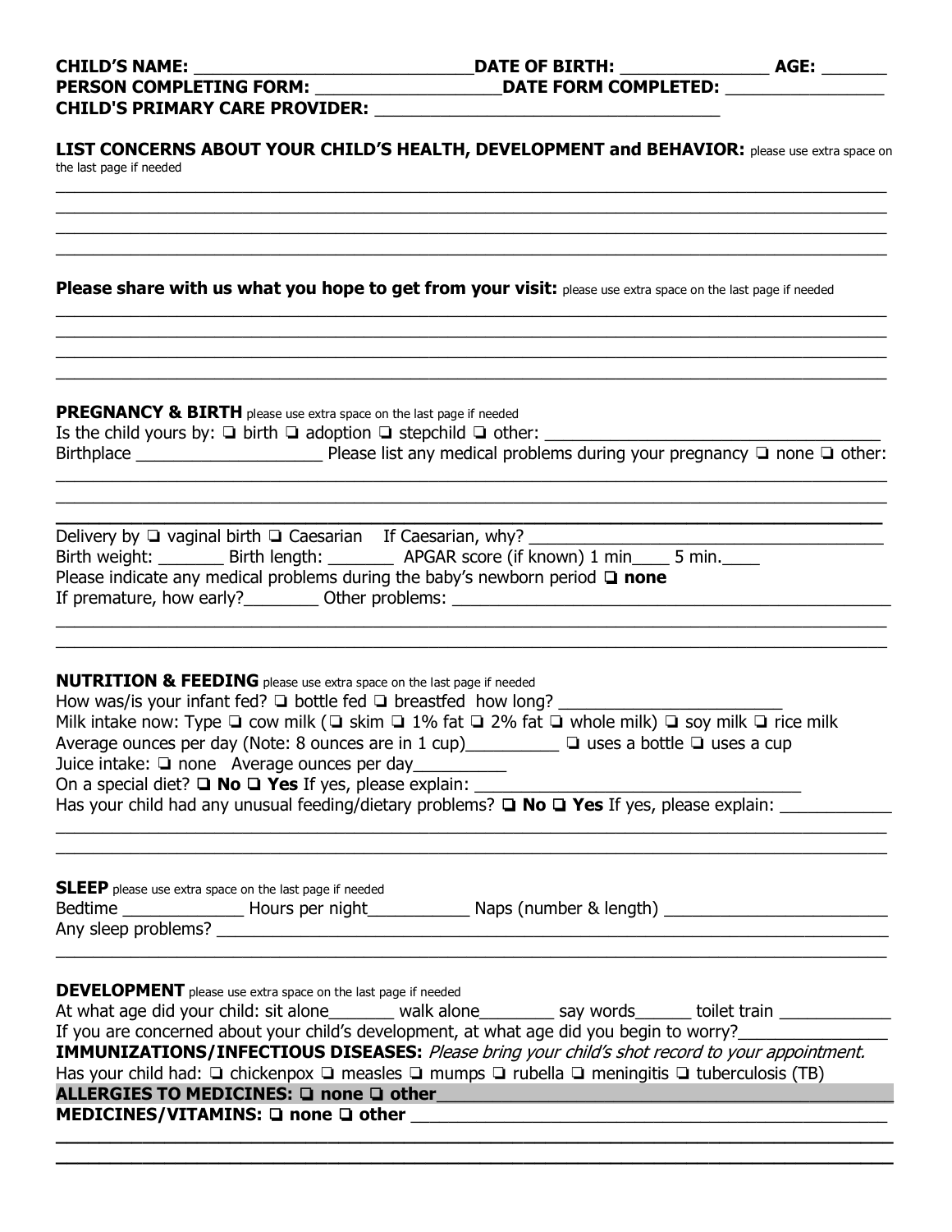**CHILD'S NAME:** _____________________________ **DATE OF BIRTH:** _______________ **AGE:** _______
**PERSON COMPLETING FORM:** ___________________ **DATE FORM COMPLETED:** ________________
**CHILD'S PRIMARY CARE PROVIDER:** ____________________________________

**LIST CONCERNS ABOUT YOUR CHILD'S HEALTH, DEVELOPMENT and BEHAVIOR:** please use extra space on the last page if needed

_______________________________________________________________________________________
_______________________________________________________________________________________
_______________________________________________________________________________________
_______________________________________________________________________________________

**Please share with us what you hope to get from your visit:** please use extra space on the last page if needed

_______________________________________________________________________________________
_______________________________________________________________________________________
_______________________________________________________________________________________
_______________________________________________________________________________________

**PREGNANCY & BIRTH** please use extra space on the last page if needed

Is the child yours by: ❑ birth ❑ adoption ❑ stepchild ❑ other: ____________________________________
Birthplace ____________________ Please list any medical problems during your pregnancy ❑ none ❑ other:

_______________________________________________________________________________________
_______________________________________________________________________________________
_______________________________________________________________________________________

Delivery by ❑ vaginal birth ❑ Caesarian If Caesarian, why? ______________________________________
Birth weight: _______ Birth length: _______ APGAR score (if known) 1 min____ 5 min.____
Please indicate any medical problems during the baby's newborn period ❑ **none**
If premature, how early?________ Other problems: ______________________________________________

_______________________________________________________________________________________
_______________________________________________________________________________________

**NUTRITION & FEEDING** please use extra space on the last page if needed

How was/is your infant fed? ❑ bottle fed ❑ breastfed how long? ________________________
Milk intake now: Type ❑ cow milk (❑ skim ❑ 1% fat ❑ 2% fat ❑ whole milk) ❑ soy milk ❑ rice milk
Average ounces per day (Note: 8 ounces are in 1 cup)__________ ❑ uses a bottle ❑ uses a cup
Juice intake: ❑ none Average ounces per day__________
On a special diet? ❑ **No** ❑ **Yes** If yes, please explain: ___________________________________
Has your child had any unusual feeding/dietary problems? ❑ **No** ❑ **Yes** If yes, please explain: ___________

_______________________________________________________________________________________
_______________________________________________________________________________________

**SLEEP** please use extra space on the last page if needed

Bedtime _____________ Hours per night___________ Naps (number & length) ________________________
Any sleep problems? ___________________________________________________________________________

_______________________________________________________________________________________

**DEVELOPMENT** please use extra space on the last page if needed

At what age did your child: sit alone_______ walk alone________ say words______ toilet train ____________
If you are concerned about your child's development, at what age did you begin to worry?________________

**IMMUNIZATIONS/INFECTIOUS DISEASES:** *Please bring your child's shot record to your appointment.*
Has your child had: ❑ chickenpox ❑ measles ❑ mumps ❑ rubella ❑ meningitis ❑ tuberculosis (TB)

**ALLERGIES TO MEDICINES: ❑ none ❑ other**_____________________________________________

**MEDICINES/VITAMINS: ❑ none ❑ other** ________________________________________________

_______________________________________________________________________________________
_______________________________________________________________________________________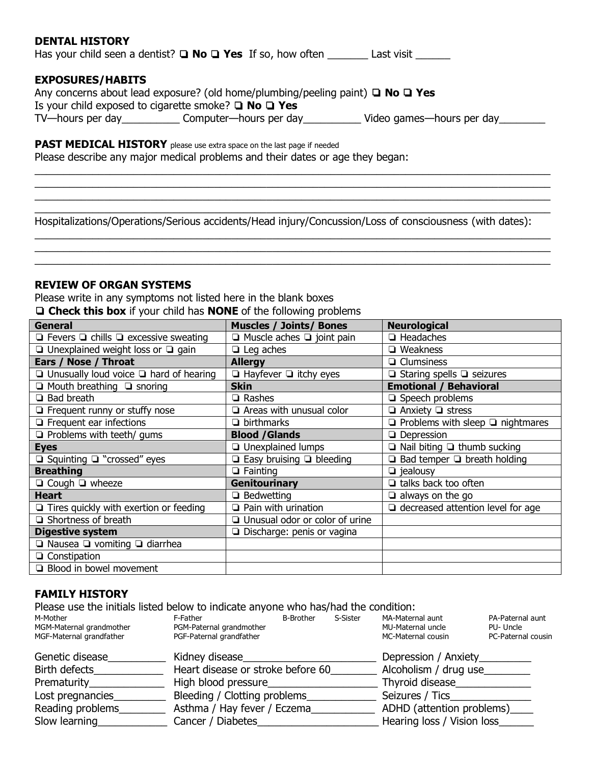**DENTAL HISTORY**

Has your child seen a dentist? ❑ **No** ❑ **Yes** If so, how often _______ Last visit ______

**EXPOSURES/HABITS**

Any concerns about lead exposure? (old home/plumbing/peeling paint) ❑ **No** ❑ **Yes**

Is your child exposed to cigarette smoke? ❑ **No** ❑ **Yes**

TV—hours per day__________ Computer—hours per day__________ Video games—hours per day________

**PAST MEDICAL HISTORY** please use extra space on the last page if needed

Please describe any major medical problems and their dates or age they began:

______________________________________________________________________________________
______________________________________________________________________________________
______________________________________________________________________________________
______________________________________________________________________________________

Hospitalizations/Operations/Serious accidents/Head injury/Concussion/Loss of consciousness (with dates):

______________________________________________________________________________________
______________________________________________________________________________________
______________________________________________________________________________________

**REVIEW OF ORGAN SYSTEMS**

Please write in any symptoms not listed here in the blank boxes

❑ **Check this box** if your child has **NONE** of the following problems

| **General** | **Muscles / Joints/ Bones** | **Neurological** |
|---|---|---|
| ❑ Fevers ❑ chills ❑ excessive sweating | ❑ Muscle aches ❑ joint pain | ❑ Headaches |
| ❑ Unexplained weight loss or ❑ gain | ❑ Leg aches | ❑ Weakness |
| **Ears / Nose / Throat** | **Allergy** | ❑ Clumsiness |
| ❑ Unusually loud voice ❑ hard of hearing | ❑ Hayfever ❑ itchy eyes | ❑ Staring spells ❑ seizures |
| ❑ Mouth breathing ❑ snoring | **Skin** | **Emotional / Behavioral** |
| ❑ Bad breath | ❑ Rashes | ❑ Speech problems |
| ❑ Frequent runny or stuffy nose | ❑ Areas with unusual color | ❑ Anxiety ❑ stress |
| ❑ Frequent ear infections | ❑ birthmarks | ❑ Problems with sleep ❑ nightmares |
| ❑ Problems with teeth/ gums | **Blood /Glands** | ❑ Depression |
| **Eyes** | ❑ Unexplained lumps | ❑ Nail biting ❑ thumb sucking |
| ❑ Squinting ❑ "crossed" eyes | ❑ Easy bruising ❑ bleeding | ❑ Bad temper ❑ breath holding |
| **Breathing** | ❑ Fainting | ❑ jealousy |
| ❑ Cough ❑ wheeze | **Genitourinary** | ❑ talks back too often |
| **Heart** | ❑ Bedwetting | ❑ always on the go |
| ❑ Tires quickly with exertion or feeding | ❑ Pain with urination | ❑ decreased attention level for age |
| ❑ Shortness of breath | ❑ Unusual odor or color of urine | |
| **Digestive system** | ❑ Discharge: penis or vagina | |
| ❑ Nausea ❑ vomiting ❑ diarrhea | | |
| ❑ Constipation | | |
| ❑ Blood in bowel movement | | |

**FAMILY HISTORY**

Please use the initials listed below to indicate anyone who has/had the condition:

M-Mother, MGM-Maternal grandmother, MGF-Maternal grandfather, F-Father, PGM-Paternal grandmother, PGF-Paternal grandfather, B-Brother, S-Sister, MA-Maternal aunt, MU-Maternal uncle, MC-Maternal cousin, PA-Paternal aunt, PU- Uncle, PC-Paternal cousin

Genetic disease__________ Kidney disease________________________ Depression / Anxiety_________

Birth defects____________ Heart disease or stroke before 60________ Alcoholism / drug use________

Prematurity_____________ High blood pressure___________________ Thyroid disease______________

Lost pregnancies_________ Bleeding / Clotting problems____________ Seizures / Tics______________

Reading problems________ Asthma / Hay fever / Eczema___________ ADHD (attention problems)____

Slow learning____________ Cancer / Diabetes______________________ Hearing loss / Vision loss______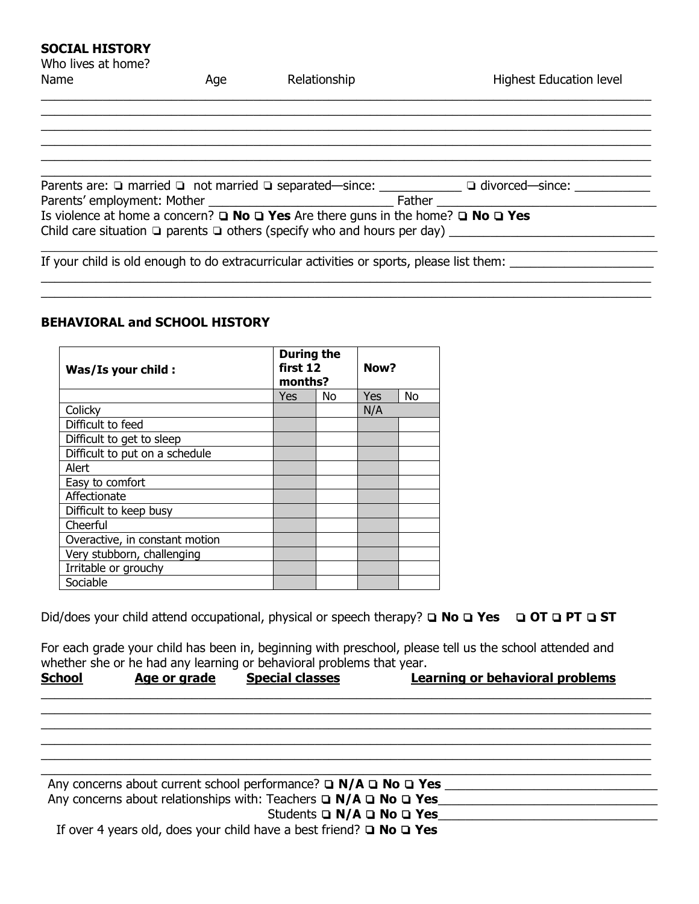**SOCIAL HISTORY**

Who lives at home?

| Name | Age | Relationship | Highest Education level |
| --- | --- | --- | --- |
| | | | |
| | | | |
| | | | |
| | | | |
| | | | |
| | | | |

Parents are: ❑ married ❑ not married ❑ separated—since: ____________ ❑ divorced—since: ___________

Parents' employment: Mother ___________________________ Father _______________________________

Is violence at home a concern? ❑ **No** ❑ **Yes** Are there guns in the home? ❑ **No** ❑ **Yes**

Child care situation ❑ parents ❑ others (specify who and hours per day) _______________________________

_____________________________________________________________________________________________

If your child is old enough to do extracurricular activities or sports, please list them: _____________________

_____________________________________________________________________________________________

_____________________________________________________________________________________________

**BEHAVIORAL and SCHOOL HISTORY**

| **Was/Is your child :** | **During the first 12 months?** | | **Now?** | |
| --- | --- | --- | --- | --- |
| | Yes | No | Yes | No |
| Colicky | | | N/A | |
| Difficult to feed | | | | |
| Difficult to get to sleep | | | | |
| Difficult to put on a schedule | | | | |
| Alert | | | | |
| Easy to comfort | | | | |
| Affectionate | | | | |
| Difficult to keep busy | | | | |
| Cheerful | | | | |
| Overactive, in constant motion | | | | |
| Very stubborn, challenging | | | | |
| Irritable or grouchy | | | | |
| Sociable | | | | |

Did/does your child attend occupational, physical or speech therapy? ❑ **No** ❑ **Yes** ❑ **OT** ❑ **PT** ❑ **ST**

For each grade your child has been in, beginning with preschool, please tell us the school attended and whether she or he had any learning or behavioral problems that year.

| **School** | **Age or grade** | **Special classes** | **Learning or behavioral problems** |
| --- | --- | --- | --- |
| | | | |
| | | | |
| | | | |
| | | | |
| | | | |
| | | | |

Any concerns about current school performance? ❑ **N/A** ❑ **No** ❑ **Yes** _______________________________

Any concerns about relationships with: Teachers ❑ **N/A** ❑ **No** ❑ **Yes**_______________________________

Students ❑ **N/A** ❑ **No** ❑ **Yes**_______________________________

If over 4 years old, does your child have a best friend? ❑ **No** ❑ **Yes**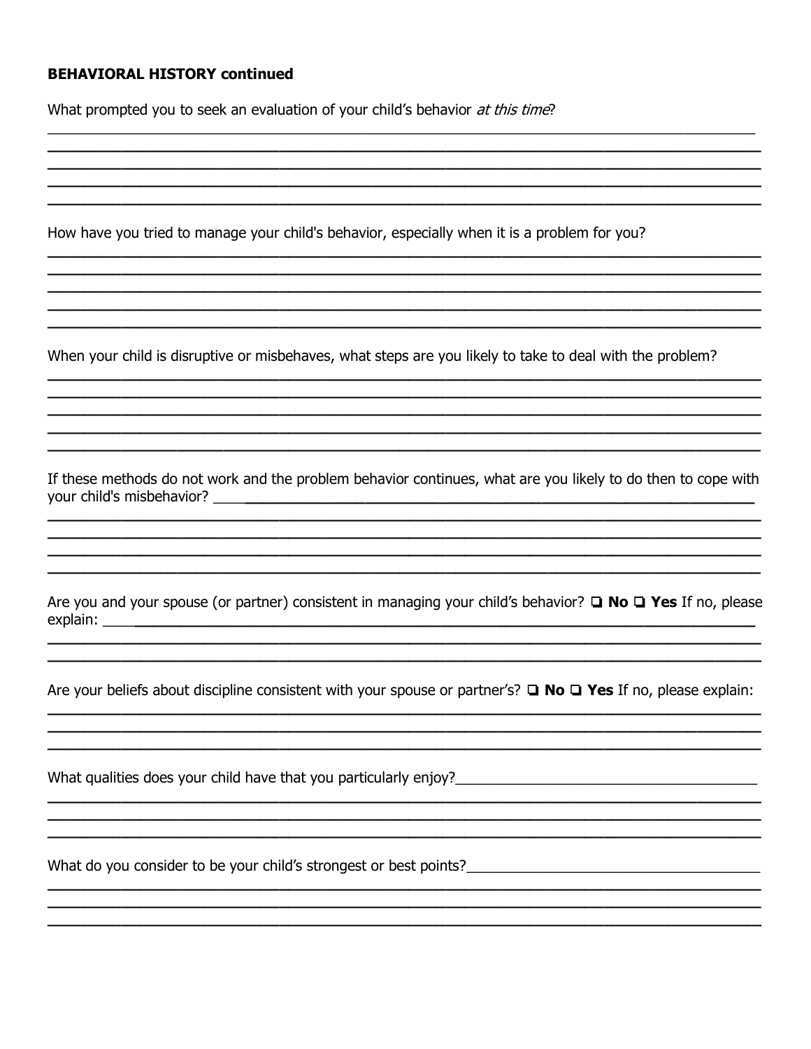**BEHAVIORAL HISTORY continued**

What prompted you to seek an evaluation of your child's behavior *at this time*?

How have you tried to manage your child's behavior, especially when it is a problem for you?

When your child is disruptive or misbehaves, what steps are you likely to take to deal with the problem?

If these methods do not work and the problem behavior continues, what are you likely to do then to cope with your child's misbehavior?

Are you and your spouse (or partner) consistent in managing your child's behavior? ❑ **No** ❑ **Yes** If no, please explain:

Are your beliefs about discipline consistent with your spouse or partner's? ❑ **No** ❑ **Yes** If no, please explain:

What qualities does your child have that you particularly enjoy?

What do you consider to be your child's strongest or best points?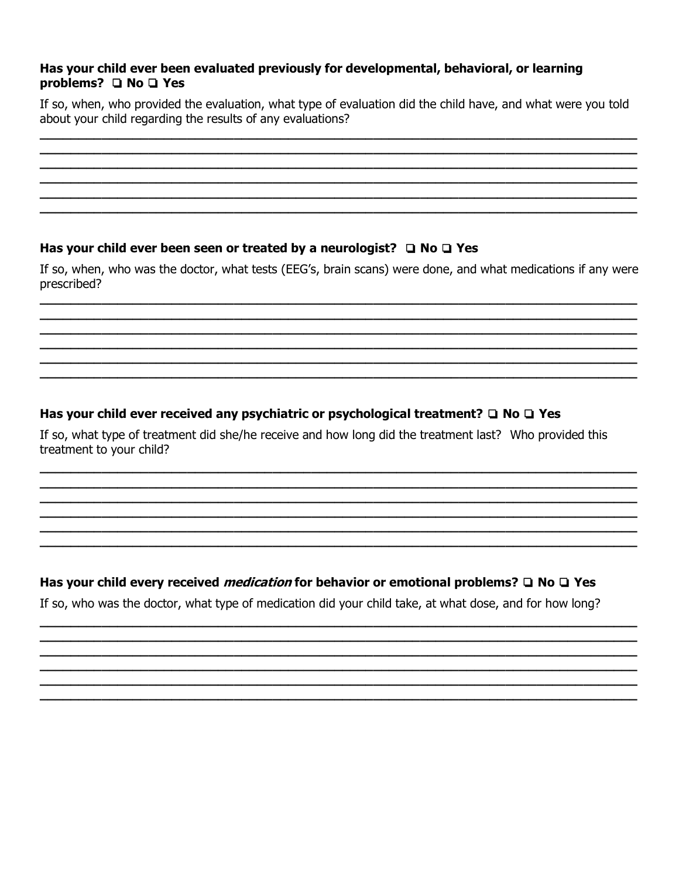**Has your child ever been evaluated previously for developmental, behavioral, or learning problems? ❑ No ❑ Yes**

If so, when, who provided the evaluation, what type of evaluation did the child have, and what were you told about your child regarding the results of any evaluations?

\_\_\_\_\_\_\_\_\_\_\_\_\_\_\_\_\_\_\_\_\_\_\_\_\_\_\_\_\_\_\_\_\_\_\_\_\_\_\_\_\_\_\_\_\_\_\_\_\_\_\_\_\_\_\_\_\_\_\_\_\_\_\_\_\_\_\_\_\_\_\_\_\_\_\_\_\_\_
\_\_\_\_\_\_\_\_\_\_\_\_\_\_\_\_\_\_\_\_\_\_\_\_\_\_\_\_\_\_\_\_\_\_\_\_\_\_\_\_\_\_\_\_\_\_\_\_\_\_\_\_\_\_\_\_\_\_\_\_\_\_\_\_\_\_\_\_\_\_\_\_\_\_\_\_\_\_
\_\_\_\_\_\_\_\_\_\_\_\_\_\_\_\_\_\_\_\_\_\_\_\_\_\_\_\_\_\_\_\_\_\_\_\_\_\_\_\_\_\_\_\_\_\_\_\_\_\_\_\_\_\_\_\_\_\_\_\_\_\_\_\_\_\_\_\_\_\_\_\_\_\_\_\_\_\_
\_\_\_\_\_\_\_\_\_\_\_\_\_\_\_\_\_\_\_\_\_\_\_\_\_\_\_\_\_\_\_\_\_\_\_\_\_\_\_\_\_\_\_\_\_\_\_\_\_\_\_\_\_\_\_\_\_\_\_\_\_\_\_\_\_\_\_\_\_\_\_\_\_\_\_\_\_\_
\_\_\_\_\_\_\_\_\_\_\_\_\_\_\_\_\_\_\_\_\_\_\_\_\_\_\_\_\_\_\_\_\_\_\_\_\_\_\_\_\_\_\_\_\_\_\_\_\_\_\_\_\_\_\_\_\_\_\_\_\_\_\_\_\_\_\_\_\_\_\_\_\_\_\_\_\_\_
\_\_\_\_\_\_\_\_\_\_\_\_\_\_\_\_\_\_\_\_\_\_\_\_\_\_\_\_\_\_\_\_\_\_\_\_\_\_\_\_\_\_\_\_\_\_\_\_\_\_\_\_\_\_\_\_\_\_\_\_\_\_\_\_\_\_\_\_\_\_\_\_\_\_\_\_\_\_

**Has your child ever been seen or treated by a neurologist? ❑ No ❑ Yes**

If so, when, who was the doctor, what tests (EEG's, brain scans) were done, and what medications if any were prescribed?

\_\_\_\_\_\_\_\_\_\_\_\_\_\_\_\_\_\_\_\_\_\_\_\_\_\_\_\_\_\_\_\_\_\_\_\_\_\_\_\_\_\_\_\_\_\_\_\_\_\_\_\_\_\_\_\_\_\_\_\_\_\_\_\_\_\_\_\_\_\_\_\_\_\_\_\_\_\_
\_\_\_\_\_\_\_\_\_\_\_\_\_\_\_\_\_\_\_\_\_\_\_\_\_\_\_\_\_\_\_\_\_\_\_\_\_\_\_\_\_\_\_\_\_\_\_\_\_\_\_\_\_\_\_\_\_\_\_\_\_\_\_\_\_\_\_\_\_\_\_\_\_\_\_\_\_\_
\_\_\_\_\_\_\_\_\_\_\_\_\_\_\_\_\_\_\_\_\_\_\_\_\_\_\_\_\_\_\_\_\_\_\_\_\_\_\_\_\_\_\_\_\_\_\_\_\_\_\_\_\_\_\_\_\_\_\_\_\_\_\_\_\_\_\_\_\_\_\_\_\_\_\_\_\_\_
\_\_\_\_\_\_\_\_\_\_\_\_\_\_\_\_\_\_\_\_\_\_\_\_\_\_\_\_\_\_\_\_\_\_\_\_\_\_\_\_\_\_\_\_\_\_\_\_\_\_\_\_\_\_\_\_\_\_\_\_\_\_\_\_\_\_\_\_\_\_\_\_\_\_\_\_\_\_
\_\_\_\_\_\_\_\_\_\_\_\_\_\_\_\_\_\_\_\_\_\_\_\_\_\_\_\_\_\_\_\_\_\_\_\_\_\_\_\_\_\_\_\_\_\_\_\_\_\_\_\_\_\_\_\_\_\_\_\_\_\_\_\_\_\_\_\_\_\_\_\_\_\_\_\_\_\_
\_\_\_\_\_\_\_\_\_\_\_\_\_\_\_\_\_\_\_\_\_\_\_\_\_\_\_\_\_\_\_\_\_\_\_\_\_\_\_\_\_\_\_\_\_\_\_\_\_\_\_\_\_\_\_\_\_\_\_\_\_\_\_\_\_\_\_\_\_\_\_\_\_\_\_\_\_\_

**Has your child ever received any psychiatric or psychological treatment? ❑ No ❑ Yes**

If so, what type of treatment did she/he receive and how long did the treatment last? Who provided this treatment to your child?

\_\_\_\_\_\_\_\_\_\_\_\_\_\_\_\_\_\_\_\_\_\_\_\_\_\_\_\_\_\_\_\_\_\_\_\_\_\_\_\_\_\_\_\_\_\_\_\_\_\_\_\_\_\_\_\_\_\_\_\_\_\_\_\_\_\_\_\_\_\_\_\_\_\_\_\_\_\_
\_\_\_\_\_\_\_\_\_\_\_\_\_\_\_\_\_\_\_\_\_\_\_\_\_\_\_\_\_\_\_\_\_\_\_\_\_\_\_\_\_\_\_\_\_\_\_\_\_\_\_\_\_\_\_\_\_\_\_\_\_\_\_\_\_\_\_\_\_\_\_\_\_\_\_\_\_\_
\_\_\_\_\_\_\_\_\_\_\_\_\_\_\_\_\_\_\_\_\_\_\_\_\_\_\_\_\_\_\_\_\_\_\_\_\_\_\_\_\_\_\_\_\_\_\_\_\_\_\_\_\_\_\_\_\_\_\_\_\_\_\_\_\_\_\_\_\_\_\_\_\_\_\_\_\_\_
\_\_\_\_\_\_\_\_\_\_\_\_\_\_\_\_\_\_\_\_\_\_\_\_\_\_\_\_\_\_\_\_\_\_\_\_\_\_\_\_\_\_\_\_\_\_\_\_\_\_\_\_\_\_\_\_\_\_\_\_\_\_\_\_\_\_\_\_\_\_\_\_\_\_\_\_\_\_
\_\_\_\_\_\_\_\_\_\_\_\_\_\_\_\_\_\_\_\_\_\_\_\_\_\_\_\_\_\_\_\_\_\_\_\_\_\_\_\_\_\_\_\_\_\_\_\_\_\_\_\_\_\_\_\_\_\_\_\_\_\_\_\_\_\_\_\_\_\_\_\_\_\_\_\_\_\_
\_\_\_\_\_\_\_\_\_\_\_\_\_\_\_\_\_\_\_\_\_\_\_\_\_\_\_\_\_\_\_\_\_\_\_\_\_\_\_\_\_\_\_\_\_\_\_\_\_\_\_\_\_\_\_\_\_\_\_\_\_\_\_\_\_\_\_\_\_\_\_\_\_\_\_\_\_\_

**Has your child every received *medication* for behavior or emotional problems? ❑ No ❑ Yes**

If so, who was the doctor, what type of medication did your child take, at what dose, and for how long?

\_\_\_\_\_\_\_\_\_\_\_\_\_\_\_\_\_\_\_\_\_\_\_\_\_\_\_\_\_\_\_\_\_\_\_\_\_\_\_\_\_\_\_\_\_\_\_\_\_\_\_\_\_\_\_\_\_\_\_\_\_\_\_\_\_\_\_\_\_\_\_\_\_\_\_\_\_\_
\_\_\_\_\_\_\_\_\_\_\_\_\_\_\_\_\_\_\_\_\_\_\_\_\_\_\_\_\_\_\_\_\_\_\_\_\_\_\_\_\_\_\_\_\_\_\_\_\_\_\_\_\_\_\_\_\_\_\_\_\_\_\_\_\_\_\_\_\_\_\_\_\_\_\_\_\_\_
\_\_\_\_\_\_\_\_\_\_\_\_\_\_\_\_\_\_\_\_\_\_\_\_\_\_\_\_\_\_\_\_\_\_\_\_\_\_\_\_\_\_\_\_\_\_\_\_\_\_\_\_\_\_\_\_\_\_\_\_\_\_\_\_\_\_\_\_\_\_\_\_\_\_\_\_\_\_
\_\_\_\_\_\_\_\_\_\_\_\_\_\_\_\_\_\_\_\_\_\_\_\_\_\_\_\_\_\_\_\_\_\_\_\_\_\_\_\_\_\_\_\_\_\_\_\_\_\_\_\_\_\_\_\_\_\_\_\_\_\_\_\_\_\_\_\_\_\_\_\_\_\_\_\_\_\_
\_\_\_\_\_\_\_\_\_\_\_\_\_\_\_\_\_\_\_\_\_\_\_\_\_\_\_\_\_\_\_\_\_\_\_\_\_\_\_\_\_\_\_\_\_\_\_\_\_\_\_\_\_\_\_\_\_\_\_\_\_\_\_\_\_\_\_\_\_\_\_\_\_\_\_\_\_\_
\_\_\_\_\_\_\_\_\_\_\_\_\_\_\_\_\_\_\_\_\_\_\_\_\_\_\_\_\_\_\_\_\_\_\_\_\_\_\_\_\_\_\_\_\_\_\_\_\_\_\_\_\_\_\_\_\_\_\_\_\_\_\_\_\_\_\_\_\_\_\_\_\_\_\_\_\_\_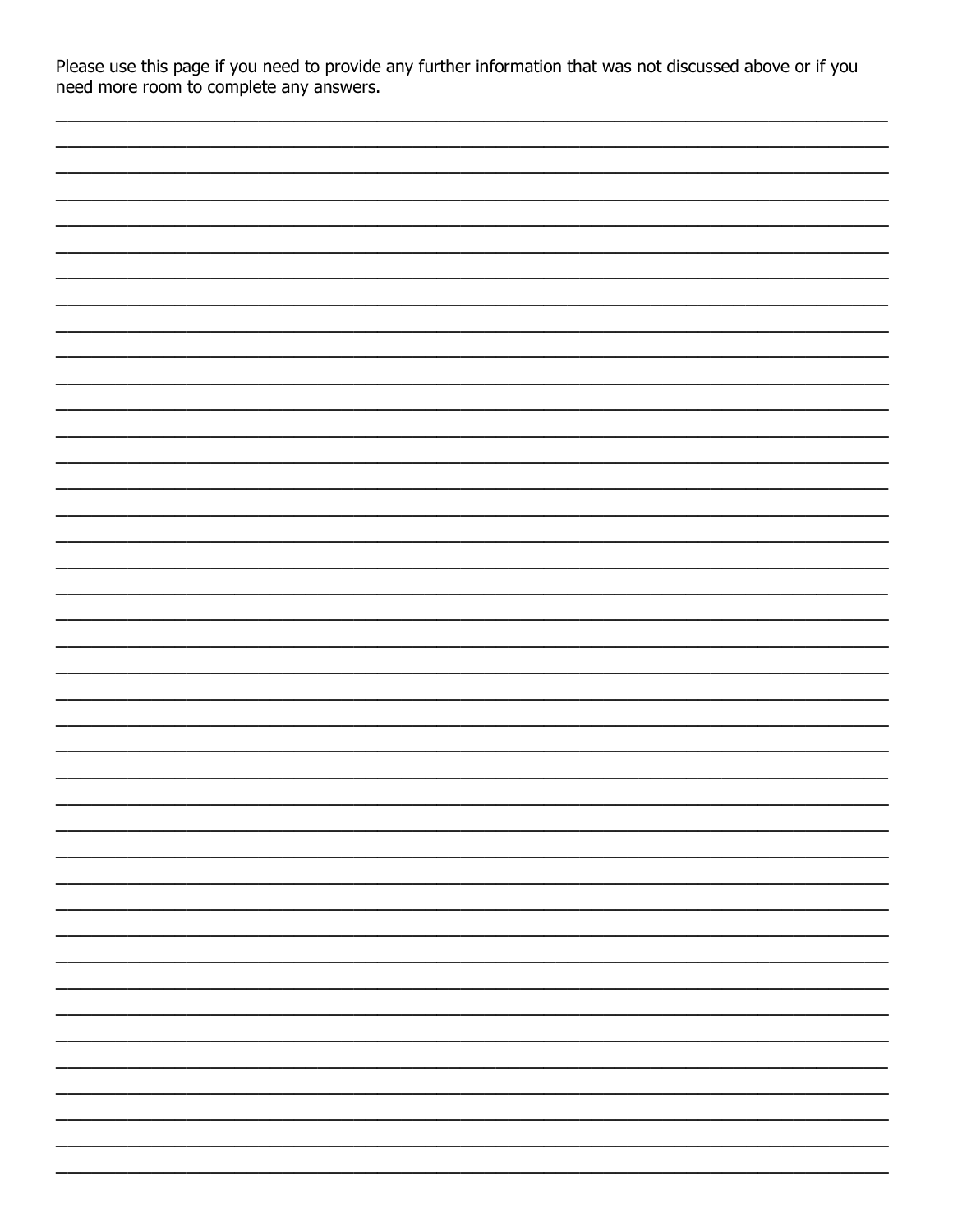Please use this page if you need to provide any further information that was not discussed above or if you need more room to complete any answers.